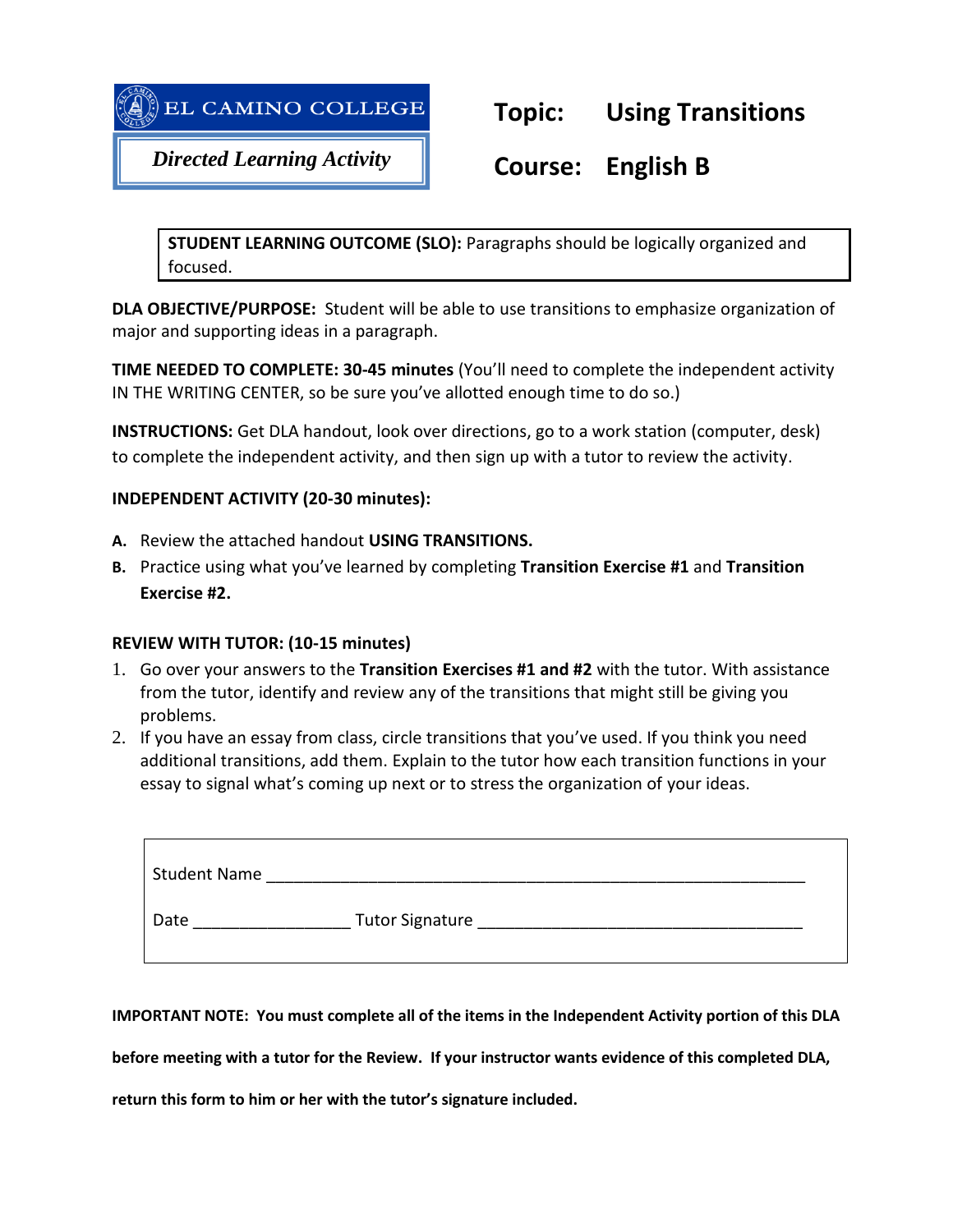**EL CAMINO COLLEGE**

*Directed Learning Activity*

# Topic: Using Transitions

# Course: English B

**STUDENT LEARNING OUTCOME (SLO):** Paragraphs should be logically organized and focused.

**DLA OBJECTIVE/PURPOSE:** Student will be able to use transitions to emphasize organization of major and supporting ideas in a paragraph.

**TIME NEEDED TO COMPLETE: 30-45 minutes** (You'll need to complete the independent activity IN THE WRITING CENTER, so be sure you've allotted enough time to do so.)

**INSTRUCTIONS:** Get DLA handout, look over directions, go to a work station (computer, desk) to complete the independent activity, and then sign up with a tutor to review the activity.

**INDEPENDENT ACTIVITY (20-30 minutes):**

**A.** Review the attached handout **USING TRANSITIONS.**

**B.** Practice using what you've learned by completing **Transition Exercise #1** and **Transition Exercise #2.**

**REVIEW WITH TUTOR: (10-15 minutes)**

1. Go over your answers to the **Transition Exercises #1 and #2** with the tutor. With assistance from the tutor, identify and review any of the transitions that might still be giving you problems.
2. If you have an essay from class, circle transitions that you've used. If you think you need additional transitions, add them. Explain to the tutor how each transition functions in your essay to signal what's coming up next or to stress the organization of your ideas.

Student Name ____________________________________________________________

Date ________________ Tutor Signature ___________________________________

**IMPORTANT NOTE: You must complete all of the items in the Independent Activity portion of this DLA before meeting with a tutor for the Review. If your instructor wants evidence of this completed DLA, return this form to him or her with the tutor's signature included.**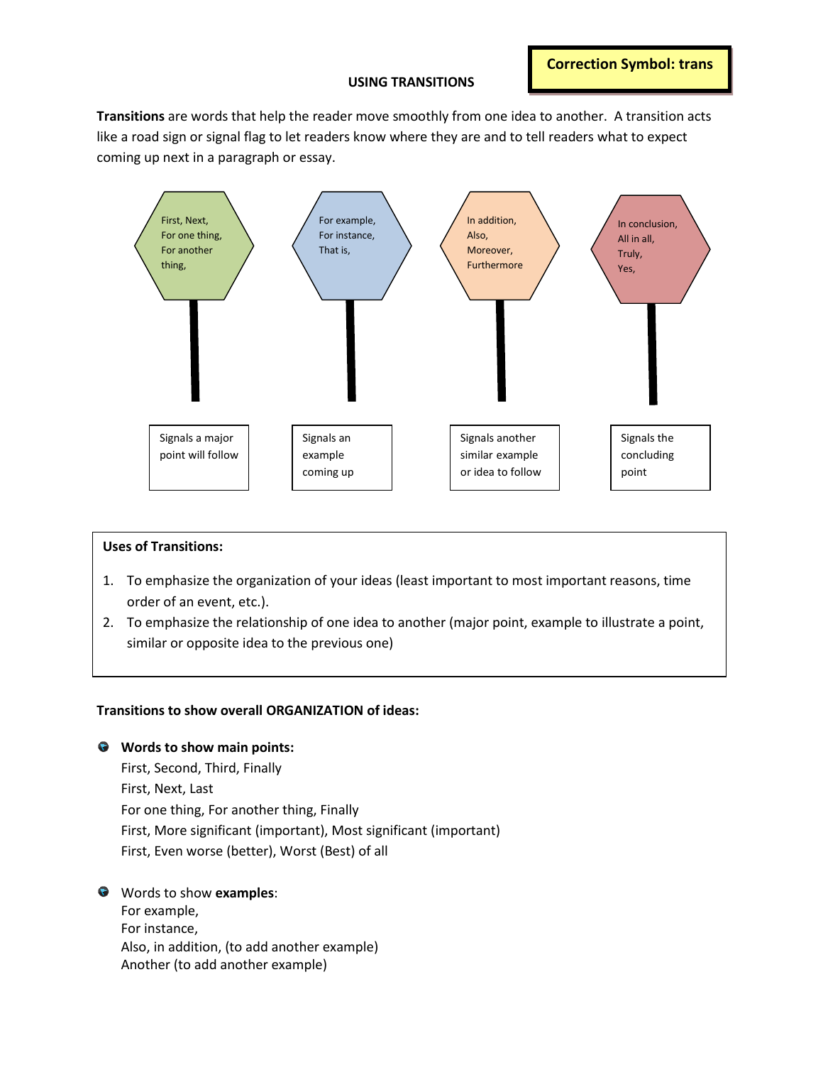**Correction Symbol: trans**

## USING TRANSITIONS

**Transitions** are words that help the reader move smoothly from one idea to another. A transition acts like a road sign or signal flag to let readers know where they are and to tell readers what to expect coming up next in a paragraph or essay.

| Transitions | Signal |
|---|---|
| First, Next, For one thing, For another thing, | Signals a major point will follow |
| For example, For instance, That is, | Signals an example coming up |
| In addition, Also, Moreover, Furthermore | Signals another similar example or idea to follow |
| In conclusion, All in all, Truly, Yes, | Signals the concluding point |

**Uses of Transitions:**

1. To emphasize the organization of your ideas (least important to most important reasons, time order of an event, etc.).
2. To emphasize the relationship of one idea to another (major point, example to illustrate a point, similar or opposite idea to the previous one)

**Transitions to show overall ORGANIZATION of ideas:**

- **Words to show main points:**
  First, Second, Third, Finally
  First, Next, Last
  For one thing, For another thing, Finally
  First, More significant (important), Most significant (important)
  First, Even worse (better), Worst (Best) of all

- Words to show **examples**:
  For example,
  For instance,
  Also, in addition, (to add another example)
  Another (to add another example)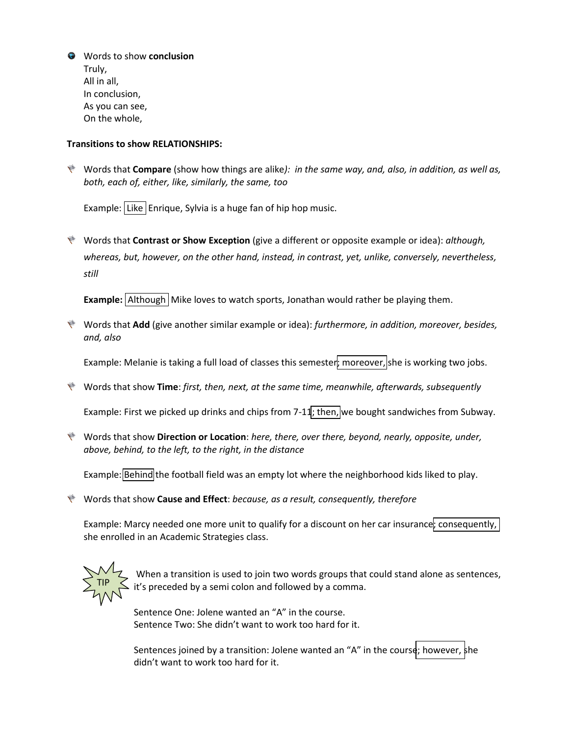- Words to show **conclusion**
  Truly,
  All in all,
  In conclusion,
  As you can see,
  On the whole,

**Transitions to show RELATIONSHIPS:**

- Words that **Compare** (show how things are alike*): in the same way, and, also, in addition, as well as, both, each of, either, like, similarly, the same, too*

  Example: Like Enrique, Sylvia is a huge fan of hip hop music.

- Words that **Contrast or Show Exception** (give a different or opposite example or idea): *although, whereas, but, however, on the other hand, instead, in contrast, yet, unlike, conversely, nevertheless, still*

  **Example:** Although Mike loves to watch sports, Jonathan would rather be playing them.

- Words that **Add** (give another similar example or idea): *furthermore, in addition, moreover, besides, and, also*

  Example: Melanie is taking a full load of classes this semester; moreover, she is working two jobs.

- Words that show **Time**: *first, then, next, at the same time, meanwhile, afterwards, subsequently*

  Example: First we picked up drinks and chips from 7-11; then, we bought sandwiches from Subway.

- Words that show **Direction or Location**: *here, there, over there, beyond, nearly, opposite, under, above, behind, to the left, to the right, in the distance*

  Example: Behind the football field was an empty lot where the neighborhood kids liked to play.

- Words that show **Cause and Effect**: *because, as a result, consequently, therefore*

  Example: Marcy needed one more unit to qualify for a discount on her car insurance; consequently, she enrolled in an Academic Strategies class.

TIP When a transition is used to join two words groups that could stand alone as sentences, it's preceded by a semi colon and followed by a comma.

Sentence One: Jolene wanted an "A" in the course.
Sentence Two: She didn't want to work too hard for it.

Sentences joined by a transition: Jolene wanted an "A" in the course; however, she didn't want to work too hard for it.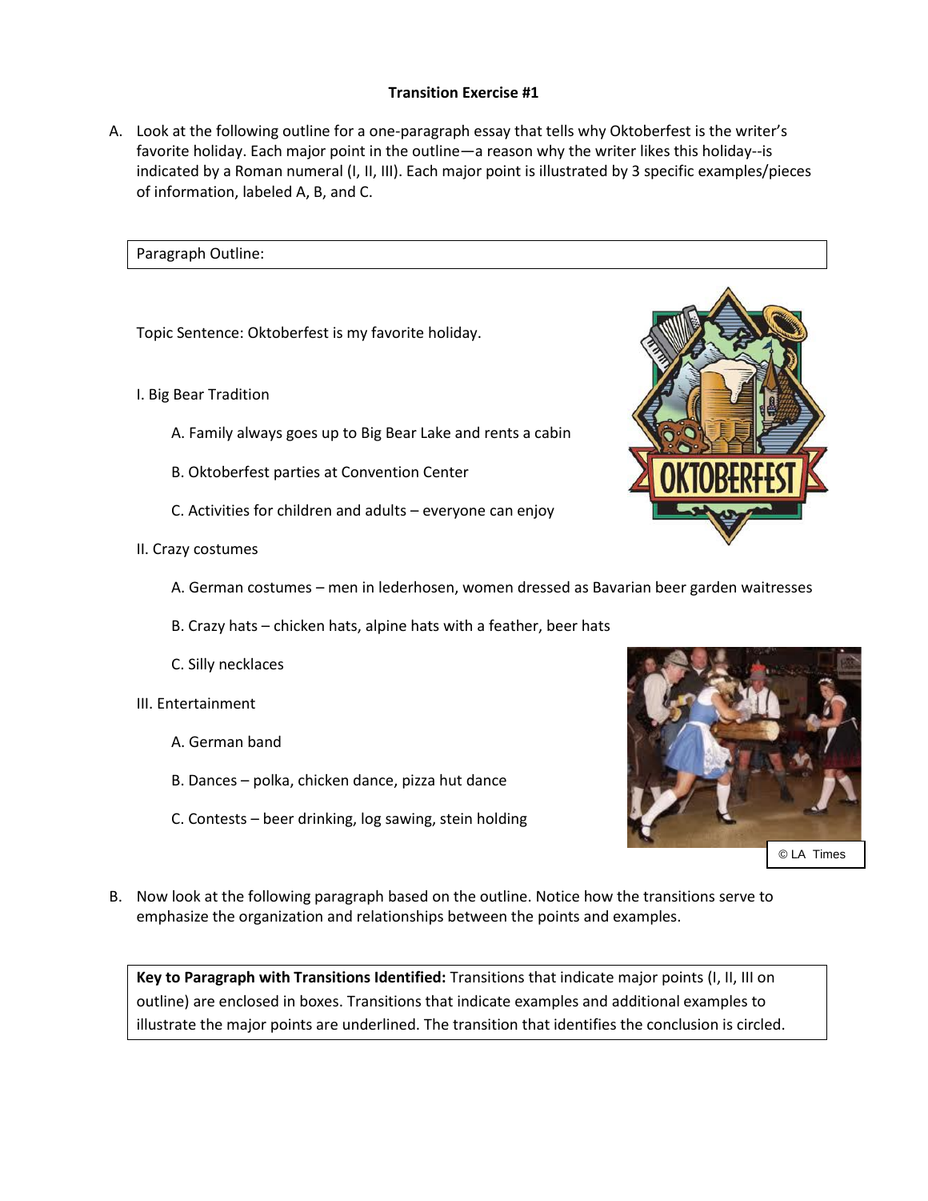**Transition Exercise #1**

A. Look at the following outline for a one-paragraph essay that tells why Oktoberfest is the writer's favorite holiday. Each major point in the outline—a reason why the writer likes this holiday--is indicated by a Roman numeral (I, II, III). Each major point is illustrated by 3 specific examples/pieces of information, labeled A, B, and C.

Paragraph Outline:

Topic Sentence: Oktoberfest is my favorite holiday.

I. Big Bear Tradition

- A. Family always goes up to Big Bear Lake and rents a cabin
- B. Oktoberfest parties at Convention Center
- C. Activities for children and adults – everyone can enjoy

II. Crazy costumes

- A. German costumes – men in lederhosen, women dressed as Bavarian beer garden waitresses
- B. Crazy hats – chicken hats, alpine hats with a feather, beer hats
- C. Silly necklaces

III. Entertainment

- A. German band
- B. Dances – polka, chicken dance, pizza hut dance
- C. Contests – beer drinking, log sawing, stein holding

© LA Times

B. Now look at the following paragraph based on the outline. Notice how the transitions serve to emphasize the organization and relationships between the points and examples.

**Key to Paragraph with Transitions Identified:** Transitions that indicate major points (I, II, III on outline) are enclosed in boxes. Transitions that indicate examples and additional examples to illustrate the major points are underlined. The transition that identifies the conclusion is circled.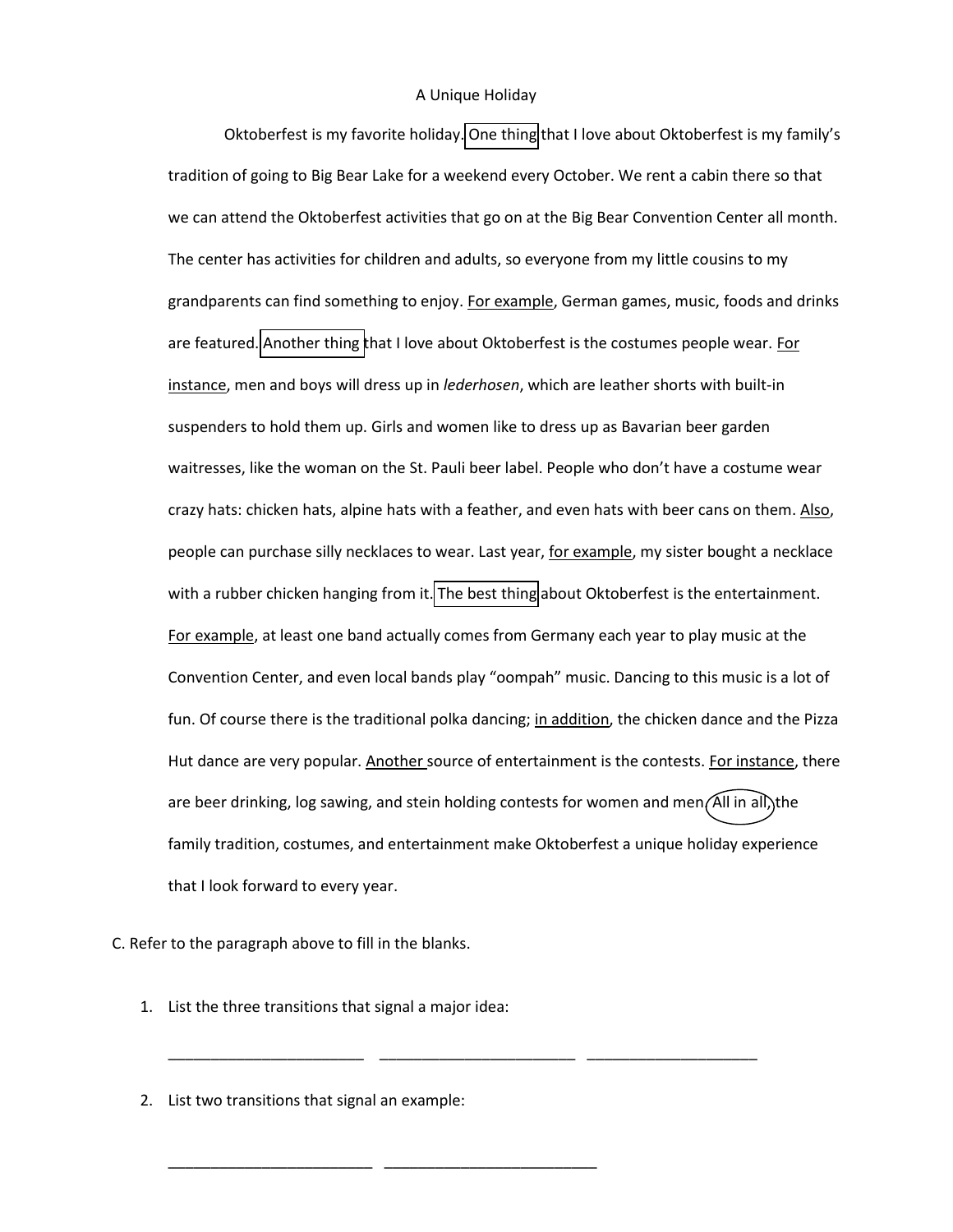A Unique Holiday

Oktoberfest is my favorite holiday. One thing that I love about Oktoberfest is my family's tradition of going to Big Bear Lake for a weekend every October. We rent a cabin there so that we can attend the Oktoberfest activities that go on at the Big Bear Convention Center all month. The center has activities for children and adults, so everyone from my little cousins to my grandparents can find something to enjoy. For example, German games, music, foods and drinks are featured. Another thing that I love about Oktoberfest is the costumes people wear. For instance, men and boys will dress up in *lederhosen*, which are leather shorts with built-in suspenders to hold them up. Girls and women like to dress up as Bavarian beer garden waitresses, like the woman on the St. Pauli beer label. People who don't have a costume wear crazy hats: chicken hats, alpine hats with a feather, and even hats with beer cans on them. Also, people can purchase silly necklaces to wear. Last year, for example, my sister bought a necklace with a rubber chicken hanging from it. The best thing about Oktoberfest is the entertainment. For example, at least one band actually comes from Germany each year to play music at the Convention Center, and even local bands play "oompah" music. Dancing to this music is a lot of fun. Of course there is the traditional polka dancing; in addition, the chicken dance and the Pizza Hut dance are very popular. Another source of entertainment is the contests. For instance, there are beer drinking, log sawing, and stein holding contests for women and men. All in all, the family tradition, costumes, and entertainment make Oktoberfest a unique holiday experience that I look forward to every year.

C. Refer to the paragraph above to fill in the blanks.

1. List the three transitions that signal a major idea:

   ________________________ ________________________ _____________________

2. List two transitions that signal an example:

   _________________________ __________________________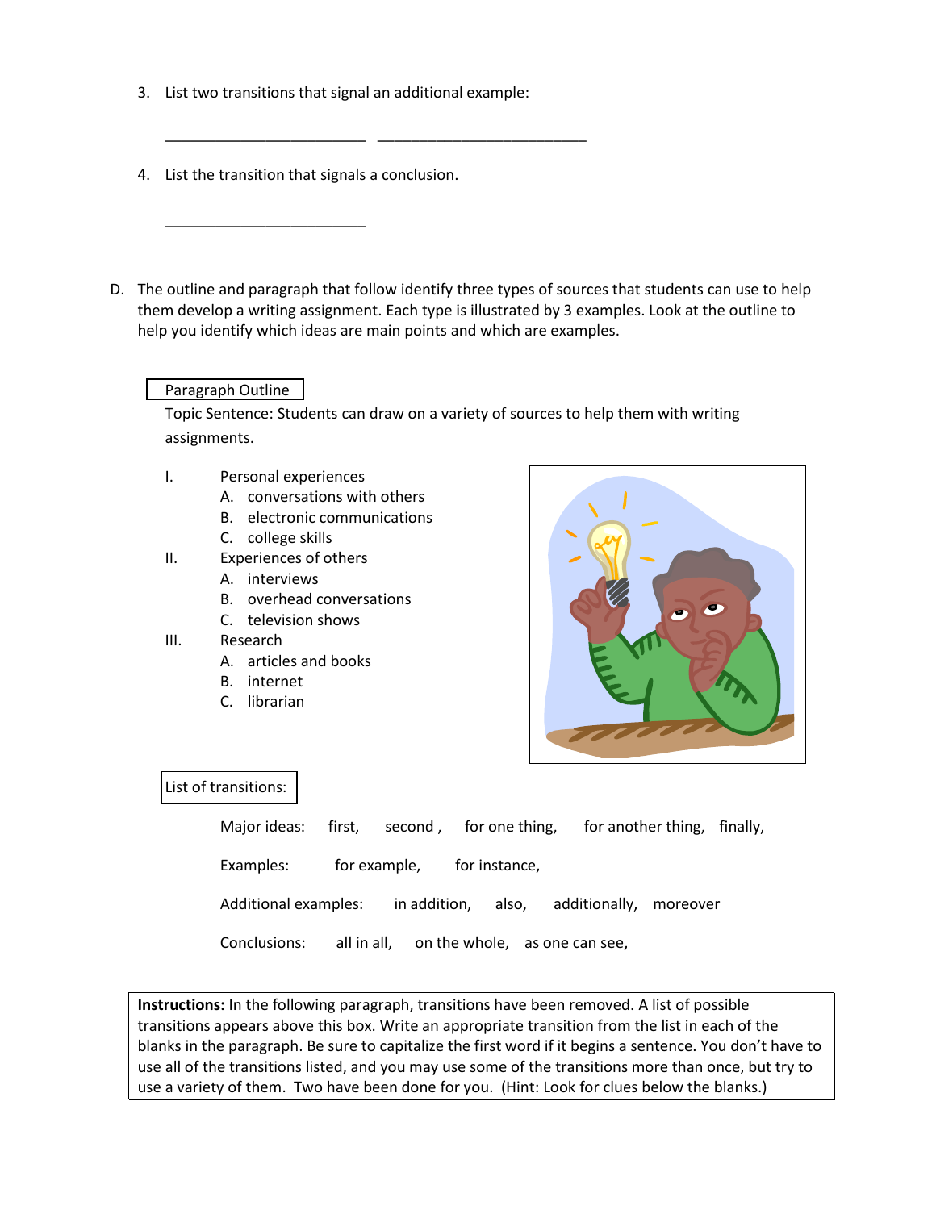3. List two transitions that signal an additional example:

    \_\_\_\_\_\_\_\_\_\_\_\_\_\_\_\_\_\_\_\_\_\_\_\_\_  \_\_\_\_\_\_\_\_\_\_\_\_\_\_\_\_\_\_\_\_\_\_\_\_\_\_

4. List the transition that signals a conclusion.

    \_\_\_\_\_\_\_\_\_\_\_\_\_\_\_\_\_\_\_\_\_\_\_\_\_

D. The outline and paragraph that follow identify three types of sources that students can use to help them develop a writing assignment. Each type is illustrated by 3 examples. Look at the outline to help you identify which ideas are main points and which are examples.

**Paragraph Outline**

Topic Sentence: Students can draw on a variety of sources to help them with writing assignments.

I. Personal experiences
   - A. conversations with others
   - B. electronic communications
   - C. college skills

II. Experiences of others
   - A. interviews
   - B. overhead conversations
   - C. television shows

III. Research
   - A. articles and books
   - B. internet
   - C. librarian

**List of transitions:**

Major ideas: first, second , for one thing, for another thing, finally,

Examples: for example, for instance,

Additional examples: in addition, also, additionally, moreover

Conclusions: all in all, on the whole, as one can see,

**Instructions:** In the following paragraph, transitions have been removed. A list of possible transitions appears above this box. Write an appropriate transition from the list in each of the blanks in the paragraph. Be sure to capitalize the first word if it begins a sentence. You don't have to use all of the transitions listed, and you may use some of the transitions more than once, but try to use a variety of them. Two have been done for you. (Hint: Look for clues below the blanks.)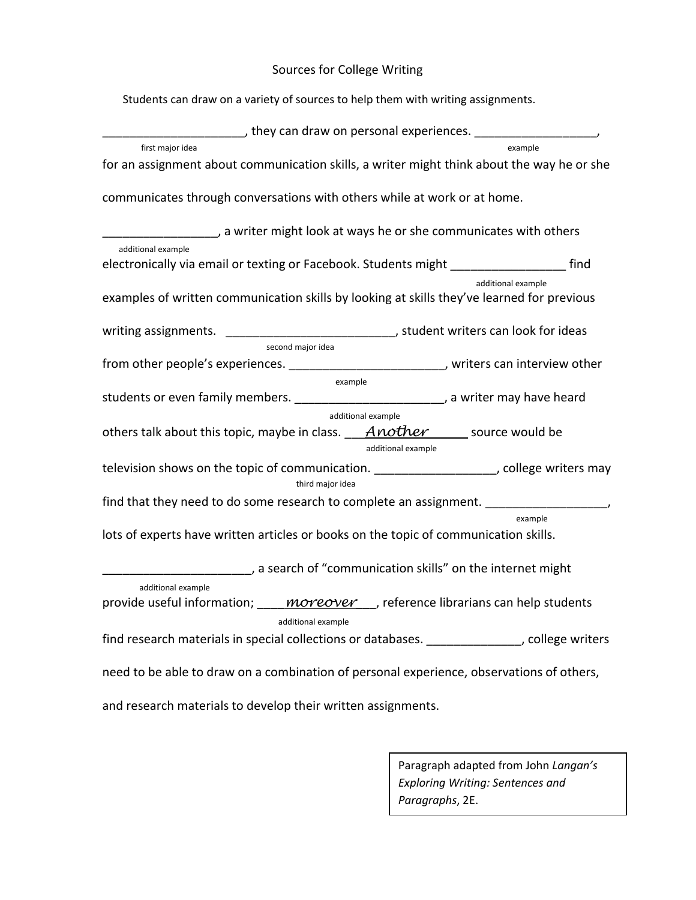# Sources for College Writing

Students can draw on a variety of sources to help them with writing assignments.

_____________________ (first major idea), they can draw on personal experiences. __________________ (example), for an assignment about communication skills, a writer might think about the way he or she communicates through conversations with others while at work or at home.

_________________ (additional example), a writer might look at ways he or she communicates with others electronically via email or texting or Facebook. Students might _________________ (additional example) find examples of written communication skills by looking at skills they've learned for previous writing assignments. _________________________ (second major idea), student writers can look for ideas from other people's experiences. _______________________ (example), writers can interview other students or even family members. ______________________ (additional example), a writer may have heard others talk about this topic, maybe in class. ___*Another*______ (additional example) source would be television shows on the topic of communication. __________________ (third major idea), college writers may find that they need to do some research to complete an assignment. __________________ (example), lots of experts have written articles or books on the topic of communication skills.

______________________ (additional example), a search of "communication skills" on the internet might provide useful information; ____*moreover*___ (additional example), reference librarians can help students find research materials in special collections or databases. ______________, college writers need to be able to draw on a combination of personal experience, observations of others, and research materials to develop their written assignments.

> Paragraph adapted from John *Langan's Exploring Writing: Sentences and Paragraphs*, 2E.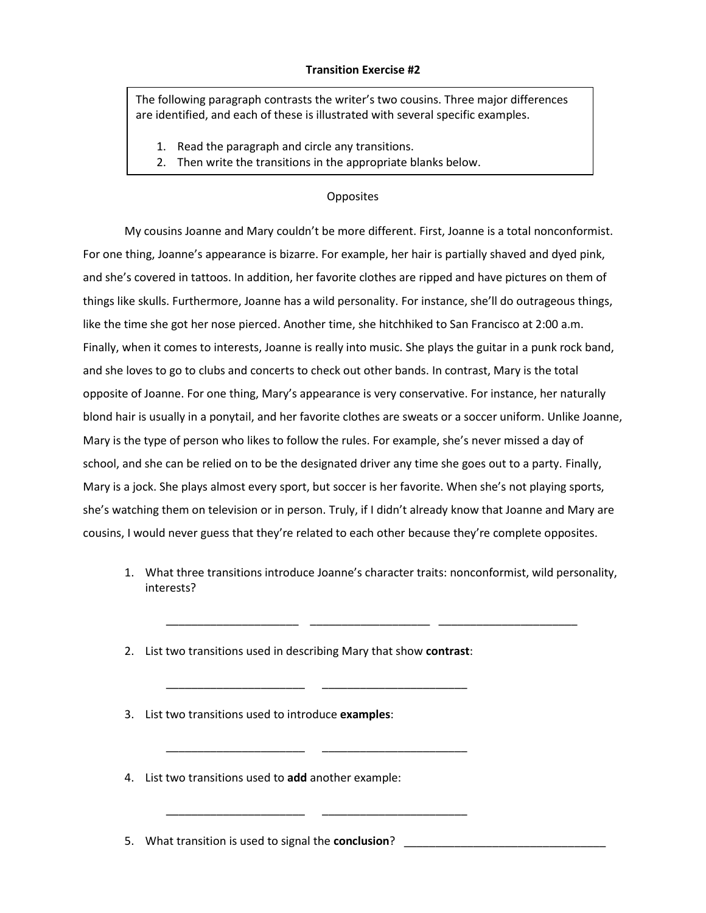**Transition Exercise #2**

> The following paragraph contrasts the writer's two cousins. Three major differences are identified, and each of these is illustrated with several specific examples.
>
> 1. Read the paragraph and circle any transitions.
> 2. Then write the transitions in the appropriate blanks below.

Opposites

My cousins Joanne and Mary couldn't be more different. First, Joanne is a total nonconformist. For one thing, Joanne's appearance is bizarre. For example, her hair is partially shaved and dyed pink, and she's covered in tattoos. In addition, her favorite clothes are ripped and have pictures on them of things like skulls. Furthermore, Joanne has a wild personality. For instance, she'll do outrageous things, like the time she got her nose pierced. Another time, she hitchhiked to San Francisco at 2:00 a.m. Finally, when it comes to interests, Joanne is really into music. She plays the guitar in a punk rock band, and she loves to go to clubs and concerts to check out other bands. In contrast, Mary is the total opposite of Joanne. For one thing, Mary's appearance is very conservative. For instance, her naturally blond hair is usually in a ponytail, and her favorite clothes are sweats or a soccer uniform. Unlike Joanne, Mary is the type of person who likes to follow the rules. For example, she's never missed a day of school, and she can be relied on to be the designated driver any time she goes out to a party. Finally, Mary is a jock. She plays almost every sport, but soccer is her favorite. When she's not playing sports, she's watching them on television or in person. Truly, if I didn't already know that Joanne and Mary are cousins, I would never guess that they're related to each other because they're complete opposites.

1. What three transitions introduce Joanne's character traits: nonconformist, wild personality, interests?

   _____________________ ___________________ ______________________

2. List two transitions used in describing Mary that show **contrast**:

   ______________________ _______________________

3. List two transitions used to introduce **examples**:

   ______________________ _______________________

4. List two transitions used to **add** another example:

   ______________________ _______________________

5. What transition is used to signal the **conclusion**? ________________________________